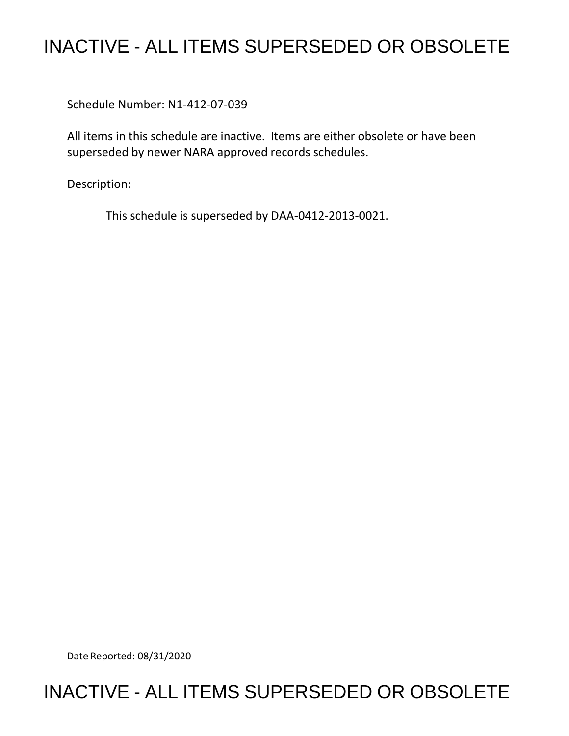# INACTIVE - ALL ITEMS SUPERSEDED OR OBSOLETE

Schedule Number: N1-412-07-039

All items in this schedule are inactive. Items are either obsolete or have been superseded by newer NARA approved records schedules.

Description:

This schedule is superseded by DAA-0412-2013-0021.

Date Reported: 08/31/2020

# INACTIVE - ALL ITEMS SUPERSEDED OR OBSOLETE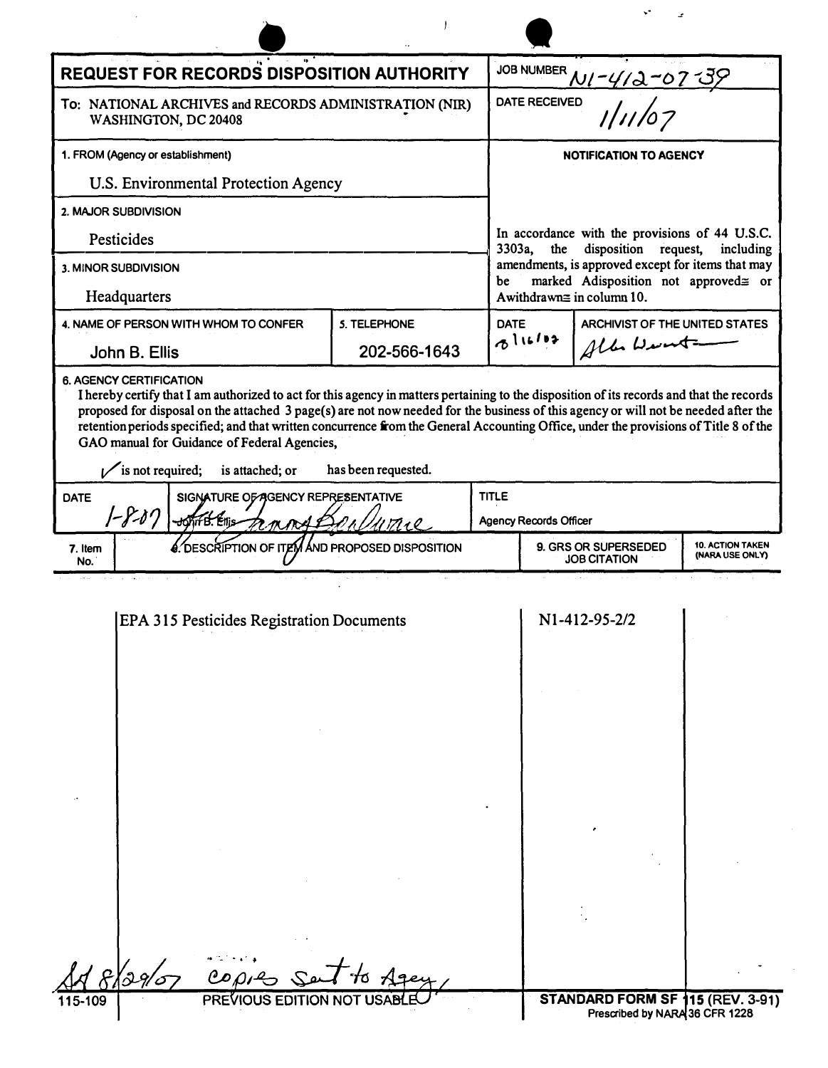# REQUEST FOR RECORDS DISPOSITION AUTHORITY

| | |
|---|---|
| **REQUEST FOR RECORDS DISPOSITION AUTHORITY** | JOB NUMBER N1-412-07-39 |
| To: NATIONAL ARCHIVES and RECORDS ADMINISTRATION (NIR) WASHINGTON, DC 20408 | DATE RECEIVED 1/11/07 |
| 1. FROM (Agency or establishment) U.S. Environmental Protection Agency | **NOTIFICATION TO AGENCY** |
| 2. MAJOR SUBDIVISION Pesticides | In accordance with the provisions of 44 U.S.C. 3303a, the disposition request, including amendments, is approved except for items that may be marked Adisposition not approved≅ or Awithdrawn≅ in column 10. |
| 3. MINOR SUBDIVISION Headquarters | |

| 4. NAME OF PERSON WITH WHOM TO CONFER | 5. TELEPHONE | DATE | ARCHIVIST OF THE UNITED STATES |
|---|---|---|---|
| John B. Ellis | 202-566-1643 | 8/16/07 | Allen Weinstein |

**6. AGENCY CERTIFICATION**

I hereby certify that I am authorized to act for this agency in matters pertaining to the disposition of its records and that the records proposed for disposal on the attached 3 page(s) are not now needed for the business of this agency or will not be needed after the retention periods specified; and that written concurrence from the General Accounting Office, under the provisions of Title 8 of the GAO manual for Guidance of Federal Agencies,

✓ is not required; is attached; or has been requested.

| DATE | SIGNATURE OF AGENCY REPRESENTATIVE | TITLE |
|---|---|---|
| 1-8-07 | John B. Ellis | Agency Records Officer |

| 7. Item No. | 8. DESCRIPTION OF ITEM AND PROPOSED DISPOSITION | 9. GRS OR SUPERSEDED JOB CITATION | 10. ACTION TAKEN (NARA USE ONLY) |
|---|---|---|---|
| | EPA 315 Pesticides Registration Documents | N1-412-95-2/2 | |

8/29/07 copies sent to Agency

115-109 PREVIOUS EDITION NOT USABLE

STANDARD FORM SF 115 (REV. 3-91) Prescribed by NARA 36 CFR 1228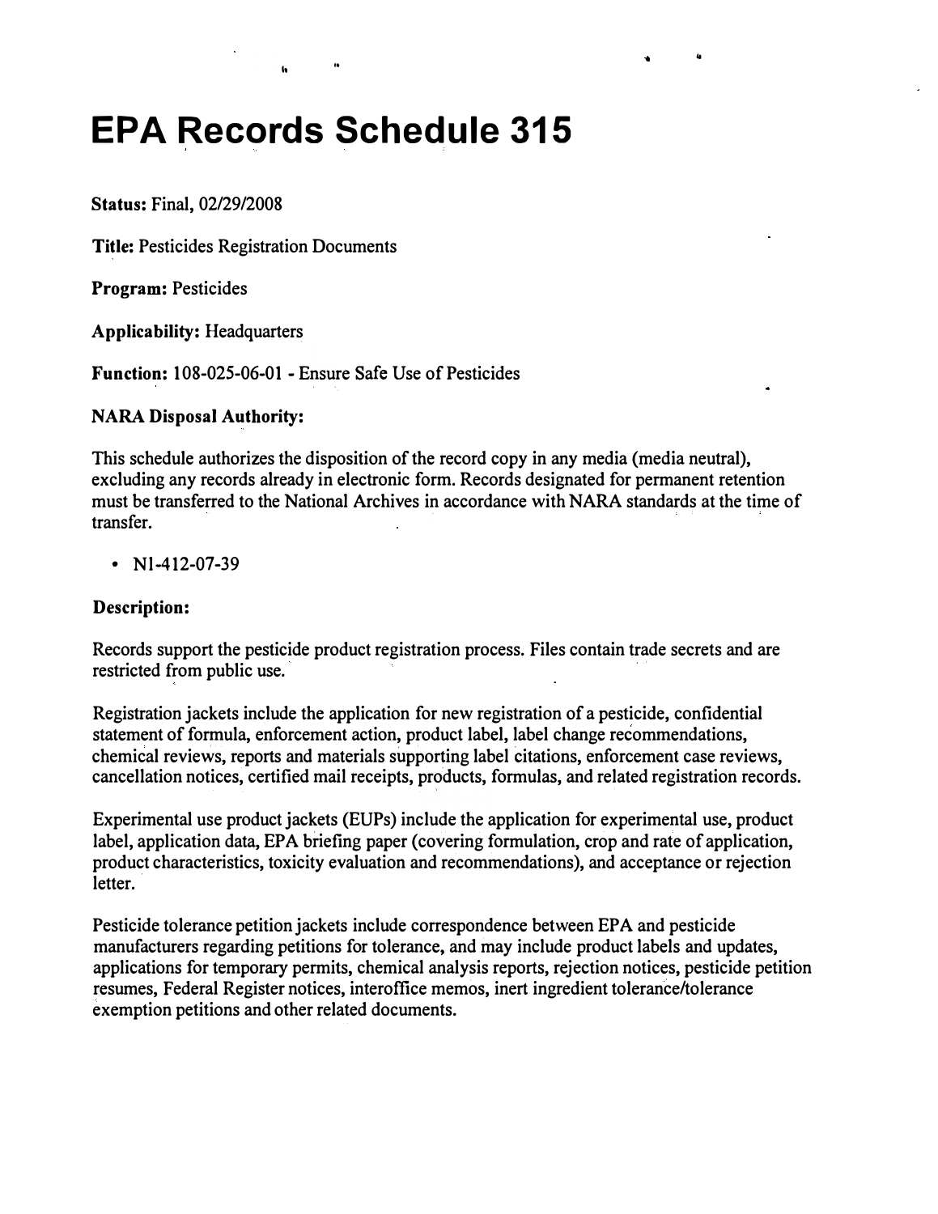# EPA Records Schedule 315

**Status:** Final, 02/29/2008

**Title:** Pesticides Registration Documents

**Program:** Pesticides

**Applicability:** Headquarters

**Function:** 108-025-06-01 - Ensure Safe Use of Pesticides

**NARA Disposal Authority:**

This schedule authorizes the disposition of the record copy in any media (media neutral), excluding any records already in electronic form. Records designated for permanent retention must be transferred to the National Archives in accordance with NARA standards at the time of transfer.

- N1-412-07-39

**Description:**

Records support the pesticide product registration process. Files contain trade secrets and are restricted from public use.

Registration jackets include the application for new registration of a pesticide, confidential statement of formula, enforcement action, product label, label change recommendations, chemical reviews, reports and materials supporting label citations, enforcement case reviews, cancellation notices, certified mail receipts, products, formulas, and related registration records.

Experimental use product jackets (EUPs) include the application for experimental use, product label, application data, EPA briefing paper (covering formulation, crop and rate of application, product characteristics, toxicity evaluation and recommendations), and acceptance or rejection letter.

Pesticide tolerance petition jackets include correspondence between EPA and pesticide manufacturers regarding petitions for tolerance, and may include product labels and updates, applications for temporary permits, chemical analysis reports, rejection notices, pesticide petition resumes, Federal Register notices, interoffice memos, inert ingredient tolerance/tolerance exemption petitions and other related documents.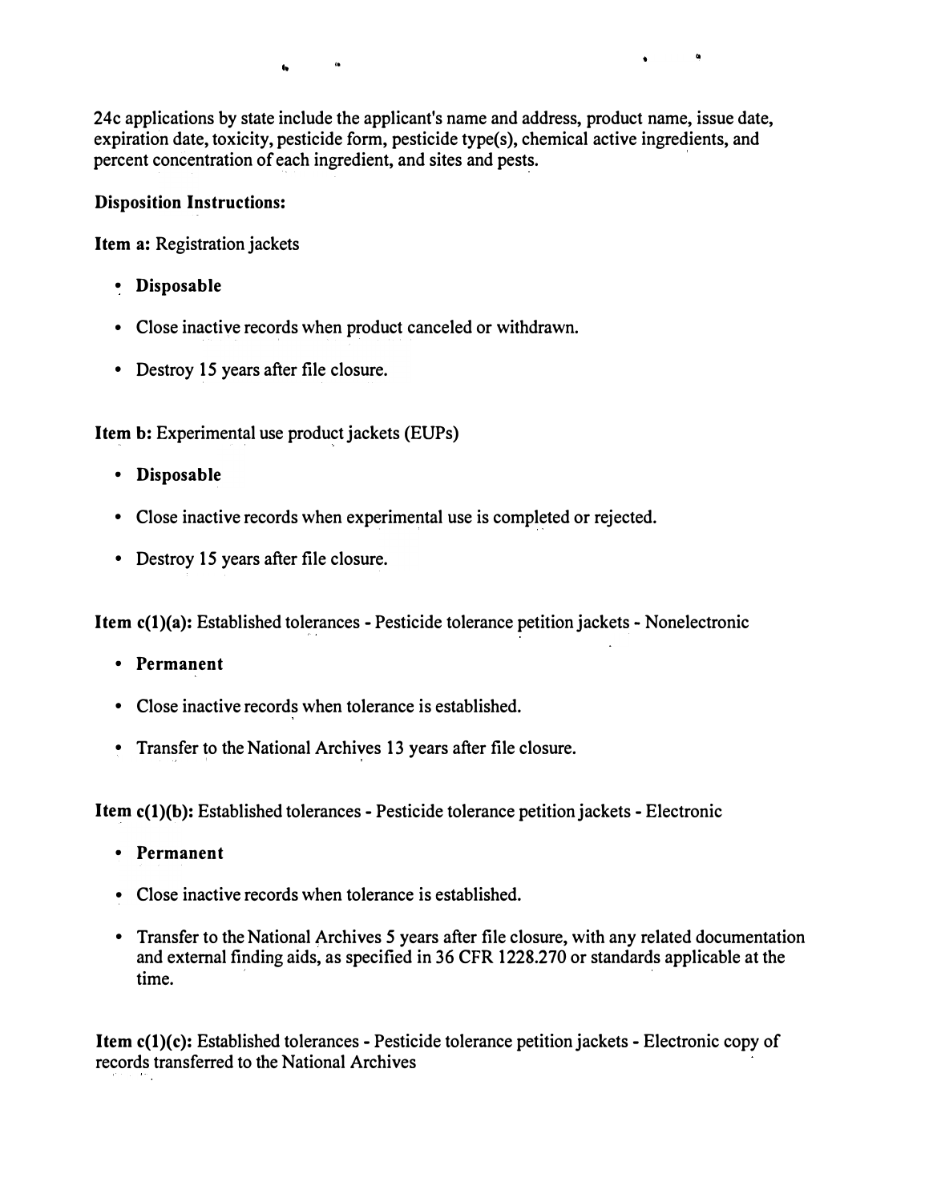24c applications by state include the applicant's name and address, product name, issue date, expiration date, toxicity, pesticide form, pesticide type(s), chemical active ingredients, and percent concentration of each ingredient, and sites and pests.

**Disposition Instructions:**

**Item a:** Registration jackets

- **Disposable**
- Close inactive records when product canceled or withdrawn.
- Destroy 15 years after file closure.

**Item b:** Experimental use product jackets (EUPs)

- **Disposable**
- Close inactive records when experimental use is completed or rejected.
- Destroy 15 years after file closure.

**Item c(1)(a):** Established tolerances - Pesticide tolerance petition jackets - Nonelectronic

- **Permanent**
- Close inactive records when tolerance is established.
- Transfer to the National Archives 13 years after file closure.

**Item c(1)(b):** Established tolerances - Pesticide tolerance petition jackets - Electronic

- **Permanent**
- Close inactive records when tolerance is established.
- Transfer to the National Archives 5 years after file closure, with any related documentation and external finding aids, as specified in 36 CFR 1228.270 or standards applicable at the time.

**Item c(1)(c):** Established tolerances - Pesticide tolerance petition jackets - Electronic copy of records transferred to the National Archives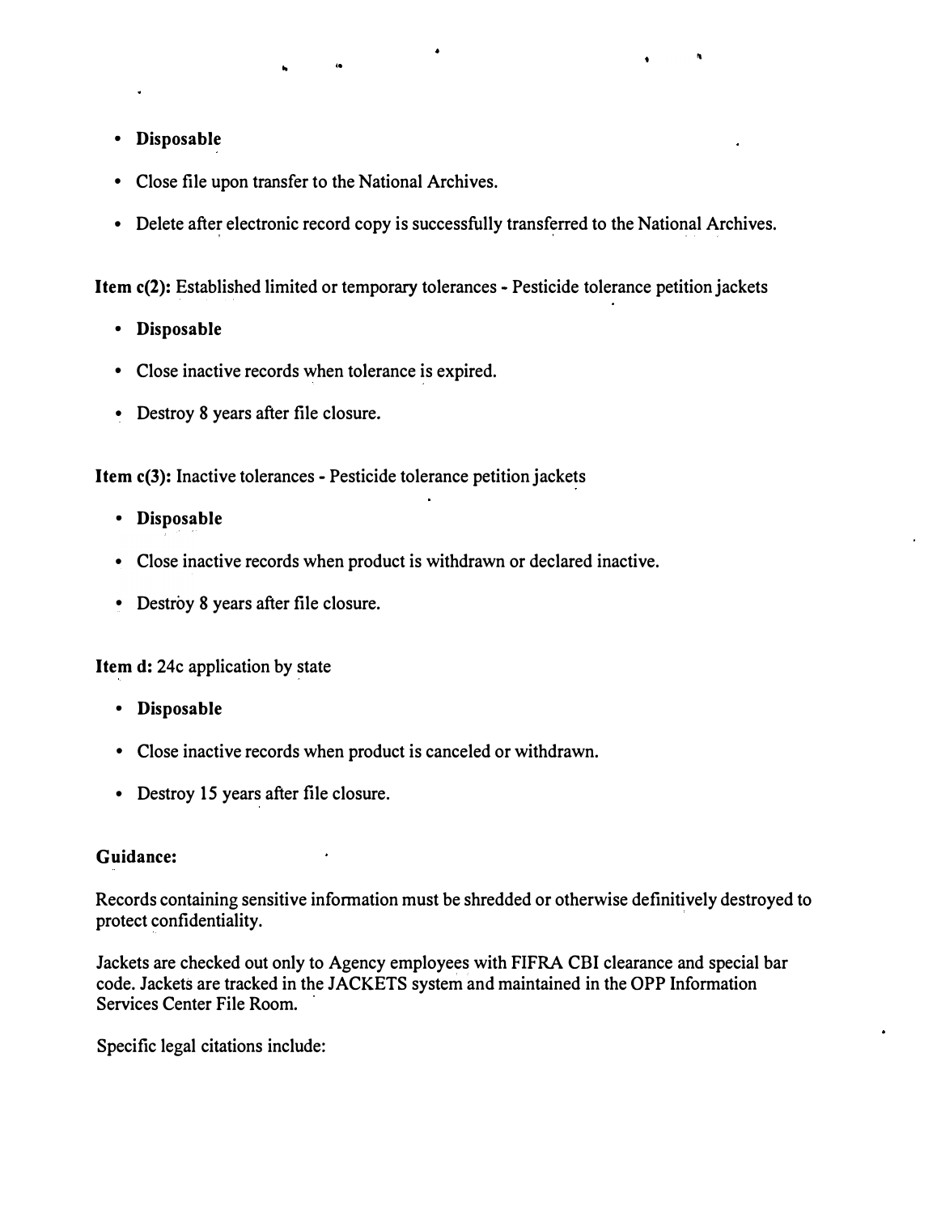- **Disposable**
- Close file upon transfer to the National Archives.
- Delete after electronic record copy is successfully transferred to the National Archives.

**Item c(2):** Established limited or temporary tolerances - Pesticide tolerance petition jackets

- **Disposable**
- Close inactive records when tolerance is expired.
- Destroy 8 years after file closure.

**Item c(3):** Inactive tolerances - Pesticide tolerance petition jackets

- **Disposable**
- Close inactive records when product is withdrawn or declared inactive.
- Destroy 8 years after file closure.

**Item d:** 24c application by state

- **Disposable**
- Close inactive records when product is canceled or withdrawn.
- Destroy 15 years after file closure.

**Guidance:**

Records containing sensitive information must be shredded or otherwise definitively destroyed to protect confidentiality.

Jackets are checked out only to Agency employees with FIFRA CBI clearance and special bar code. Jackets are tracked in the JACKETS system and maintained in the OPP Information Services Center File Room.

Specific legal citations include: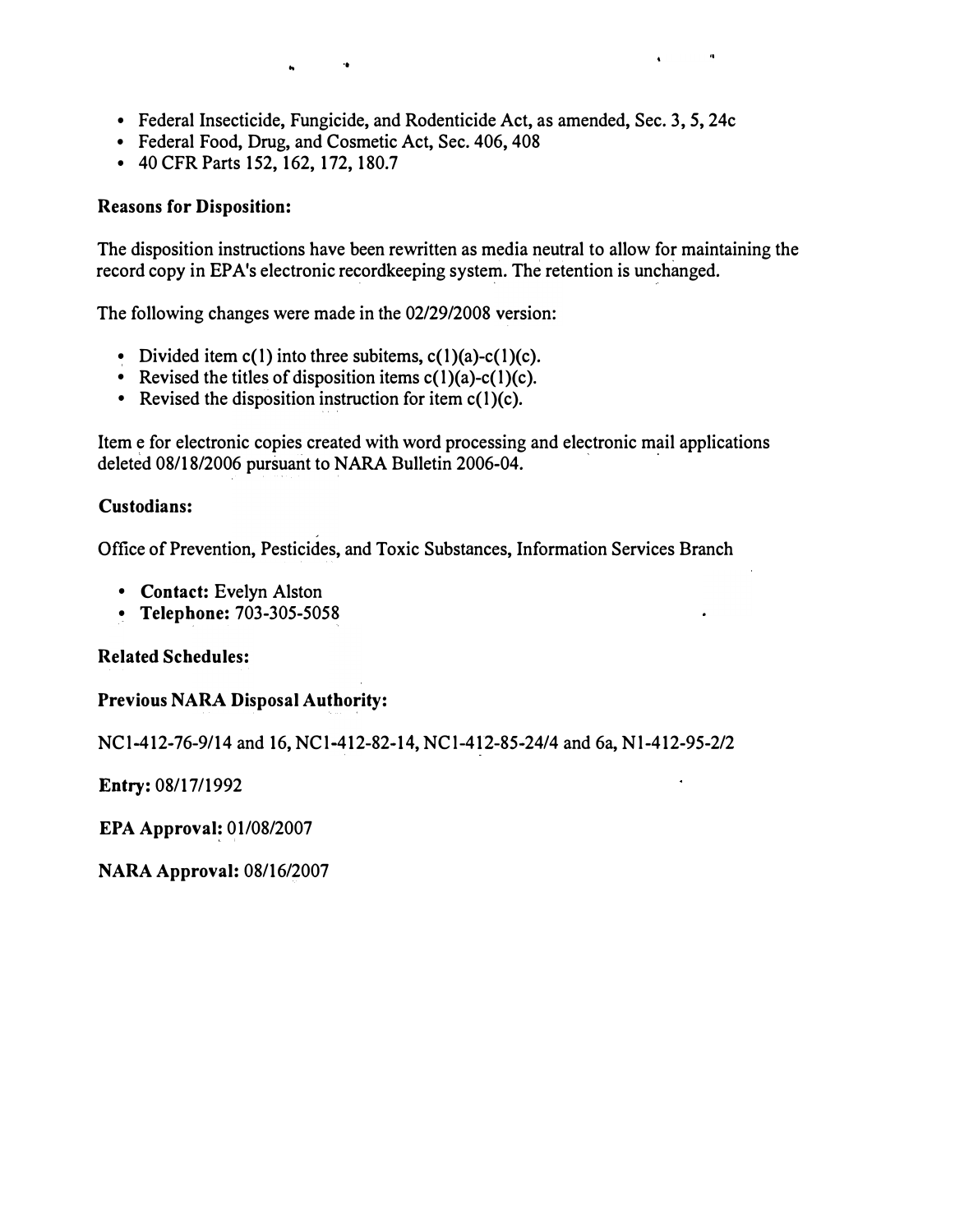- Federal Insecticide, Fungicide, and Rodenticide Act, as amended, Sec. 3, 5, 24c
- Federal Food, Drug, and Cosmetic Act, Sec. 406, 408
- 40 CFR Parts 152, 162, 172, 180.7

**Reasons for Disposition:**

The disposition instructions have been rewritten as media neutral to allow for maintaining the record copy in EPA's electronic recordkeeping system. The retention is unchanged.

The following changes were made in the 02/29/2008 version:

- Divided item c(1) into three subitems, c(1)(a)-c(1)(c).
- Revised the titles of disposition items c(1)(a)-c(1)(c).
- Revised the disposition instruction for item c(1)(c).

Item e for electronic copies created with word processing and electronic mail applications deleted 08/18/2006 pursuant to NARA Bulletin 2006-04.

**Custodians:**

Office of Prevention, Pesticides, and Toxic Substances, Information Services Branch

- **Contact:** Evelyn Alston
- **Telephone:** 703-305-5058

**Related Schedules:**

**Previous NARA Disposal Authority:**

NC1-412-76-9/14 and 16, NC1-412-82-14, NC1-412-85-24/4 and 6a, N1-412-95-2/2

**Entry:** 08/17/1992

**EPA Approval:** 01/08/2007

**NARA Approval:** 08/16/2007